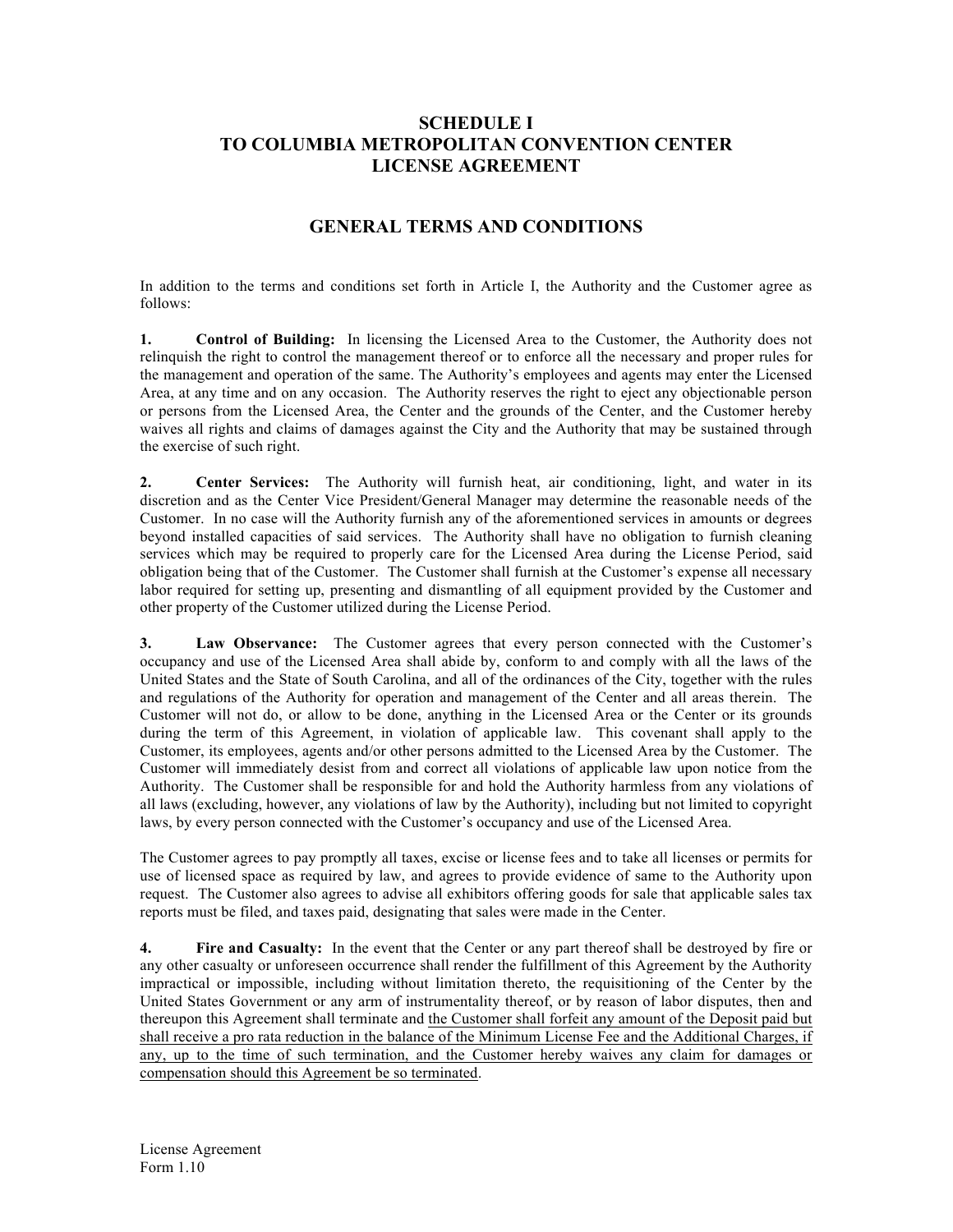# SCHEDULE I
# TO COLUMBIA METROPOLITAN CONVENTION CENTER
# LICENSE AGREEMENT

## GENERAL TERMS AND CONDITIONS

In addition to the terms and conditions set forth in Article I, the Authority and the Customer agree as follows:

**1. Control of Building:** In licensing the Licensed Area to the Customer, the Authority does not relinquish the right to control the management thereof or to enforce all the necessary and proper rules for the management and operation of the same. The Authority's employees and agents may enter the Licensed Area, at any time and on any occasion. The Authority reserves the right to eject any objectionable person or persons from the Licensed Area, the Center and the grounds of the Center, and the Customer hereby waives all rights and claims of damages against the City and the Authority that may be sustained through the exercise of such right.

**2. Center Services:** The Authority will furnish heat, air conditioning, light, and water in its discretion and as the Center Vice President/General Manager may determine the reasonable needs of the Customer. In no case will the Authority furnish any of the aforementioned services in amounts or degrees beyond installed capacities of said services. The Authority shall have no obligation to furnish cleaning services which may be required to properly care for the Licensed Area during the License Period, said obligation being that of the Customer. The Customer shall furnish at the Customer's expense all necessary labor required for setting up, presenting and dismantling of all equipment provided by the Customer and other property of the Customer utilized during the License Period.

**3. Law Observance:** The Customer agrees that every person connected with the Customer's occupancy and use of the Licensed Area shall abide by, conform to and comply with all the laws of the United States and the State of South Carolina, and all of the ordinances of the City, together with the rules and regulations of the Authority for operation and management of the Center and all areas therein. The Customer will not do, or allow to be done, anything in the Licensed Area or the Center or its grounds during the term of this Agreement, in violation of applicable law. This covenant shall apply to the Customer, its employees, agents and/or other persons admitted to the Licensed Area by the Customer. The Customer will immediately desist from and correct all violations of applicable law upon notice from the Authority. The Customer shall be responsible for and hold the Authority harmless from any violations of all laws (excluding, however, any violations of law by the Authority), including but not limited to copyright laws, by every person connected with the Customer's occupancy and use of the Licensed Area.

The Customer agrees to pay promptly all taxes, excise or license fees and to take all licenses or permits for use of licensed space as required by law, and agrees to provide evidence of same to the Authority upon request. The Customer also agrees to advise all exhibitors offering goods for sale that applicable sales tax reports must be filed, and taxes paid, designating that sales were made in the Center.

**4. Fire and Casualty:** In the event that the Center or any part thereof shall be destroyed by fire or any other casualty or unforeseen occurrence shall render the fulfillment of this Agreement by the Authority impractical or impossible, including without limitation thereto, the requisitioning of the Center by the United States Government or any arm of instrumentality thereof, or by reason of labor disputes, then and thereupon this Agreement shall terminate and <u>the Customer shall forfeit any amount of the Deposit paid but shall receive a pro rata reduction in the balance of the Minimum License Fee and the Additional Charges, if any, up to the time of such termination, and the Customer hereby waives any claim for damages or compensation should this Agreement be so terminated</u>.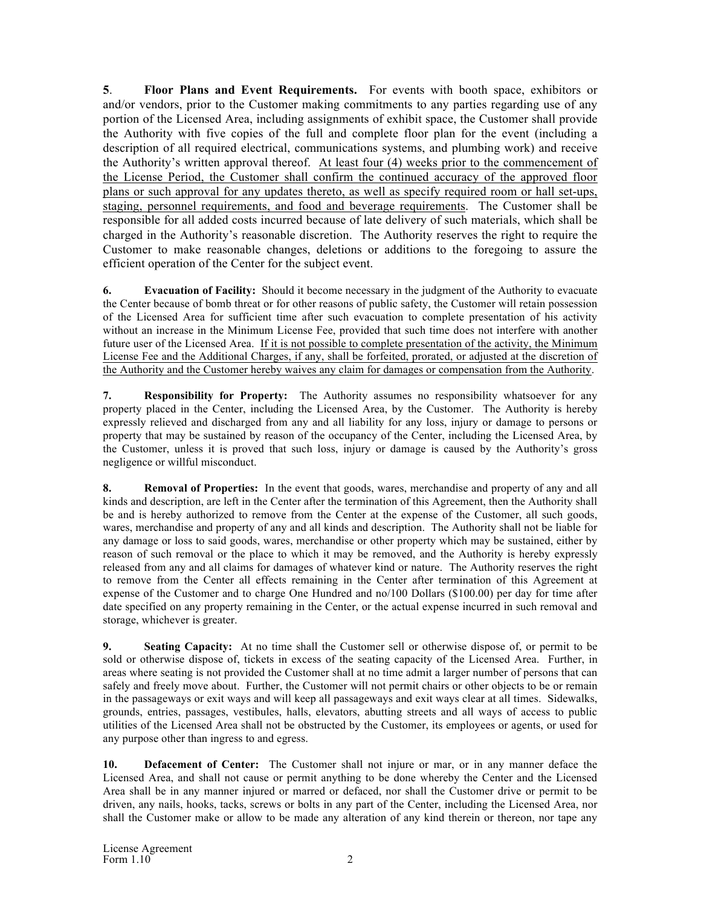**5**. **Floor Plans and Event Requirements.** For events with booth space, exhibitors or and/or vendors, prior to the Customer making commitments to any parties regarding use of any portion of the Licensed Area, including assignments of exhibit space, the Customer shall provide the Authority with five copies of the full and complete floor plan for the event (including a description of all required electrical, communications systems, and plumbing work) and receive the Authority's written approval thereof. <u>At least four (4) weeks prior to the commencement of the License Period, the Customer shall confirm the continued accuracy of the approved floor plans or such approval for any updates thereto, as well as specify required room or hall set-ups, staging, personnel requirements, and food and beverage requirements</u>. The Customer shall be responsible for all added costs incurred because of late delivery of such materials, which shall be charged in the Authority's reasonable discretion. The Authority reserves the right to require the Customer to make reasonable changes, deletions or additions to the foregoing to assure the efficient operation of the Center for the subject event.

**6. Evacuation of Facility:** Should it become necessary in the judgment of the Authority to evacuate the Center because of bomb threat or for other reasons of public safety, the Customer will retain possession of the Licensed Area for sufficient time after such evacuation to complete presentation of his activity without an increase in the Minimum License Fee, provided that such time does not interfere with another future user of the Licensed Area. <u>If it is not possible to complete presentation of the activity, the Minimum License Fee and the Additional Charges, if any, shall be forfeited, prorated, or adjusted at the discretion of the Authority and the Customer hereby waives any claim for damages or compensation from the Authority</u>.

**7. Responsibility for Property:** The Authority assumes no responsibility whatsoever for any property placed in the Center, including the Licensed Area, by the Customer. The Authority is hereby expressly relieved and discharged from any and all liability for any loss, injury or damage to persons or property that may be sustained by reason of the occupancy of the Center, including the Licensed Area, by the Customer, unless it is proved that such loss, injury or damage is caused by the Authority's gross negligence or willful misconduct.

**8. Removal of Properties:** In the event that goods, wares, merchandise and property of any and all kinds and description, are left in the Center after the termination of this Agreement, then the Authority shall be and is hereby authorized to remove from the Center at the expense of the Customer, all such goods, wares, merchandise and property of any and all kinds and description. The Authority shall not be liable for any damage or loss to said goods, wares, merchandise or other property which may be sustained, either by reason of such removal or the place to which it may be removed, and the Authority is hereby expressly released from any and all claims for damages of whatever kind or nature. The Authority reserves the right to remove from the Center all effects remaining in the Center after termination of this Agreement at expense of the Customer and to charge One Hundred and no/100 Dollars ($100.00) per day for time after date specified on any property remaining in the Center, or the actual expense incurred in such removal and storage, whichever is greater.

**9. Seating Capacity:** At no time shall the Customer sell or otherwise dispose of, or permit to be sold or otherwise dispose of, tickets in excess of the seating capacity of the Licensed Area. Further, in areas where seating is not provided the Customer shall at no time admit a larger number of persons that can safely and freely move about. Further, the Customer will not permit chairs or other objects to be or remain in the passageways or exit ways and will keep all passageways and exit ways clear at all times. Sidewalks, grounds, entries, passages, vestibules, halls, elevators, abutting streets and all ways of access to public utilities of the Licensed Area shall not be obstructed by the Customer, its employees or agents, or used for any purpose other than ingress to and egress.

**10. Defacement of Center:** The Customer shall not injure or mar, or in any manner deface the Licensed Area, and shall not cause or permit anything to be done whereby the Center and the Licensed Area shall be in any manner injured or marred or defaced, nor shall the Customer drive or permit to be driven, any nails, hooks, tacks, screws or bolts in any part of the Center, including the Licensed Area, nor shall the Customer make or allow to be made any alteration of any kind therein or thereon, nor tape any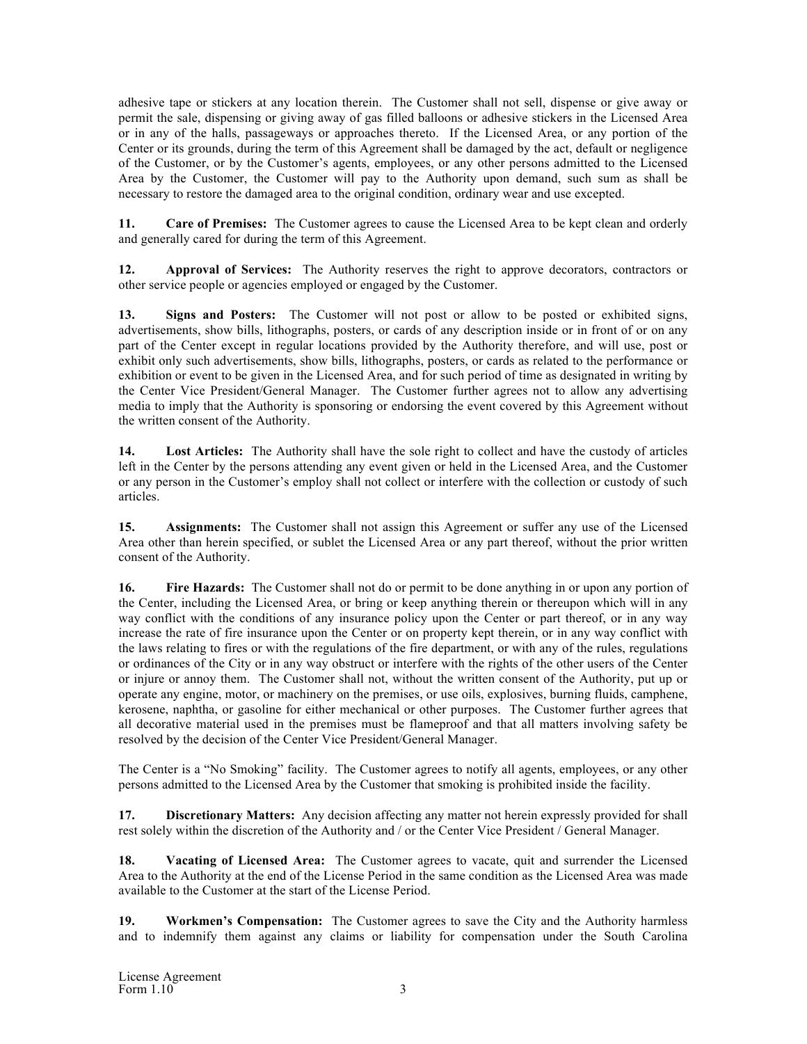adhesive tape or stickers at any location therein. The Customer shall not sell, dispense or give away or permit the sale, dispensing or giving away of gas filled balloons or adhesive stickers in the Licensed Area or in any of the halls, passageways or approaches thereto. If the Licensed Area, or any portion of the Center or its grounds, during the term of this Agreement shall be damaged by the act, default or negligence of the Customer, or by the Customer's agents, employees, or any other persons admitted to the Licensed Area by the Customer, the Customer will pay to the Authority upon demand, such sum as shall be necessary to restore the damaged area to the original condition, ordinary wear and use excepted.

**11. Care of Premises:** The Customer agrees to cause the Licensed Area to be kept clean and orderly and generally cared for during the term of this Agreement.

**12. Approval of Services:** The Authority reserves the right to approve decorators, contractors or other service people or agencies employed or engaged by the Customer.

**13. Signs and Posters:** The Customer will not post or allow to be posted or exhibited signs, advertisements, show bills, lithographs, posters, or cards of any description inside or in front of or on any part of the Center except in regular locations provided by the Authority therefore, and will use, post or exhibit only such advertisements, show bills, lithographs, posters, or cards as related to the performance or exhibition or event to be given in the Licensed Area, and for such period of time as designated in writing by the Center Vice President/General Manager. The Customer further agrees not to allow any advertising media to imply that the Authority is sponsoring or endorsing the event covered by this Agreement without the written consent of the Authority.

**14. Lost Articles:** The Authority shall have the sole right to collect and have the custody of articles left in the Center by the persons attending any event given or held in the Licensed Area, and the Customer or any person in the Customer's employ shall not collect or interfere with the collection or custody of such articles.

**15. Assignments:** The Customer shall not assign this Agreement or suffer any use of the Licensed Area other than herein specified, or sublet the Licensed Area or any part thereof, without the prior written consent of the Authority.

**16. Fire Hazards:** The Customer shall not do or permit to be done anything in or upon any portion of the Center, including the Licensed Area, or bring or keep anything therein or thereupon which will in any way conflict with the conditions of any insurance policy upon the Center or part thereof, or in any way increase the rate of fire insurance upon the Center or on property kept therein, or in any way conflict with the laws relating to fires or with the regulations of the fire department, or with any of the rules, regulations or ordinances of the City or in any way obstruct or interfere with the rights of the other users of the Center or injure or annoy them. The Customer shall not, without the written consent of the Authority, put up or operate any engine, motor, or machinery on the premises, or use oils, explosives, burning fluids, camphene, kerosene, naphtha, or gasoline for either mechanical or other purposes. The Customer further agrees that all decorative material used in the premises must be flameproof and that all matters involving safety be resolved by the decision of the Center Vice President/General Manager.

The Center is a "No Smoking" facility. The Customer agrees to notify all agents, employees, or any other persons admitted to the Licensed Area by the Customer that smoking is prohibited inside the facility.

**17. Discretionary Matters:** Any decision affecting any matter not herein expressly provided for shall rest solely within the discretion of the Authority and / or the Center Vice President / General Manager.

**18. Vacating of Licensed Area:** The Customer agrees to vacate, quit and surrender the Licensed Area to the Authority at the end of the License Period in the same condition as the Licensed Area was made available to the Customer at the start of the License Period.

**19. Workmen's Compensation:** The Customer agrees to save the City and the Authority harmless and to indemnify them against any claims or liability for compensation under the South Carolina

License Agreement
Form 1.10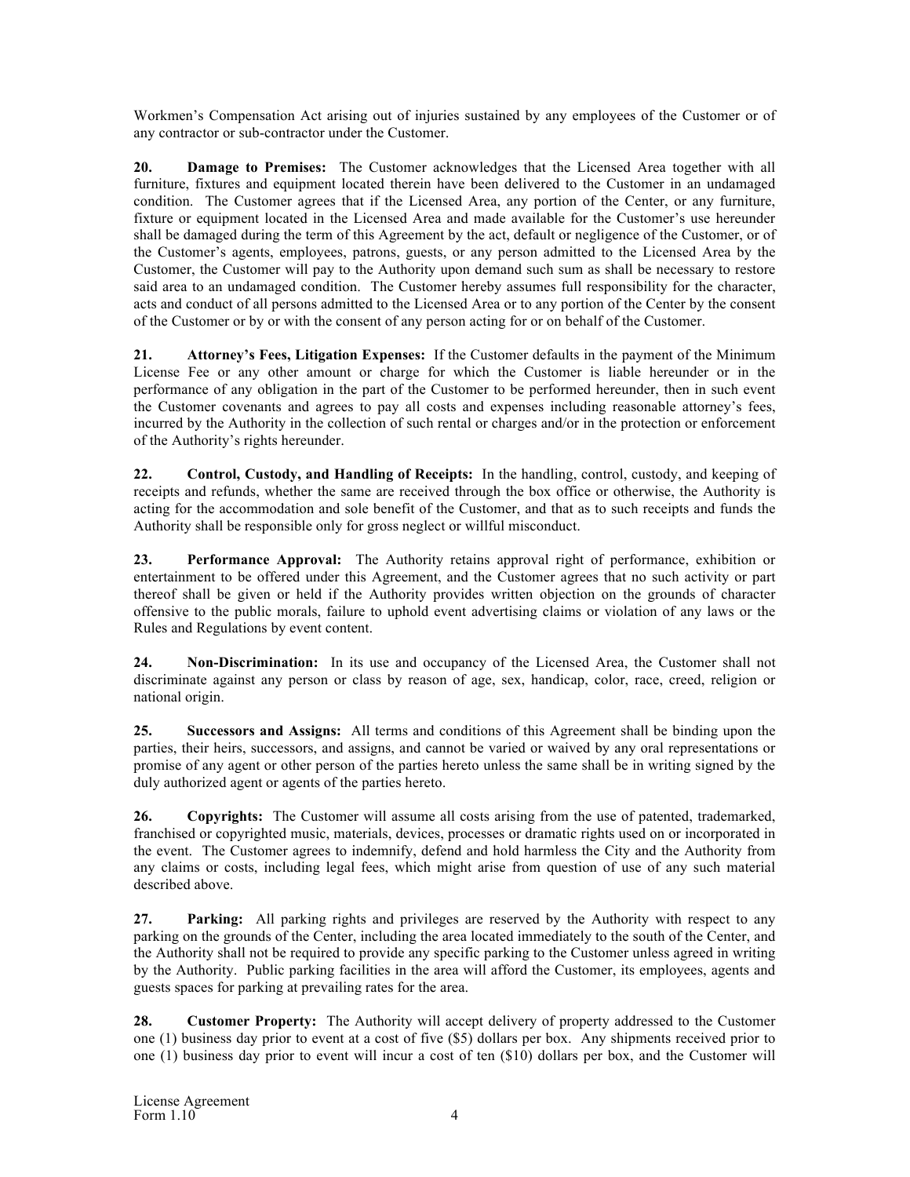Workmen's Compensation Act arising out of injuries sustained by any employees of the Customer or of any contractor or sub-contractor under the Customer.

**20. Damage to Premises:** The Customer acknowledges that the Licensed Area together with all furniture, fixtures and equipment located therein have been delivered to the Customer in an undamaged condition. The Customer agrees that if the Licensed Area, any portion of the Center, or any furniture, fixture or equipment located in the Licensed Area and made available for the Customer's use hereunder shall be damaged during the term of this Agreement by the act, default or negligence of the Customer, or of the Customer's agents, employees, patrons, guests, or any person admitted to the Licensed Area by the Customer, the Customer will pay to the Authority upon demand such sum as shall be necessary to restore said area to an undamaged condition. The Customer hereby assumes full responsibility for the character, acts and conduct of all persons admitted to the Licensed Area or to any portion of the Center by the consent of the Customer or by or with the consent of any person acting for or on behalf of the Customer.

**21. Attorney's Fees, Litigation Expenses:** If the Customer defaults in the payment of the Minimum License Fee or any other amount or charge for which the Customer is liable hereunder or in the performance of any obligation in the part of the Customer to be performed hereunder, then in such event the Customer covenants and agrees to pay all costs and expenses including reasonable attorney's fees, incurred by the Authority in the collection of such rental or charges and/or in the protection or enforcement of the Authority's rights hereunder.

**22. Control, Custody, and Handling of Receipts:** In the handling, control, custody, and keeping of receipts and refunds, whether the same are received through the box office or otherwise, the Authority is acting for the accommodation and sole benefit of the Customer, and that as to such receipts and funds the Authority shall be responsible only for gross neglect or willful misconduct.

**23. Performance Approval:** The Authority retains approval right of performance, exhibition or entertainment to be offered under this Agreement, and the Customer agrees that no such activity or part thereof shall be given or held if the Authority provides written objection on the grounds of character offensive to the public morals, failure to uphold event advertising claims or violation of any laws or the Rules and Regulations by event content.

**24. Non-Discrimination:** In its use and occupancy of the Licensed Area, the Customer shall not discriminate against any person or class by reason of age, sex, handicap, color, race, creed, religion or national origin.

**25. Successors and Assigns:** All terms and conditions of this Agreement shall be binding upon the parties, their heirs, successors, and assigns, and cannot be varied or waived by any oral representations or promise of any agent or other person of the parties hereto unless the same shall be in writing signed by the duly authorized agent or agents of the parties hereto.

**26. Copyrights:** The Customer will assume all costs arising from the use of patented, trademarked, franchised or copyrighted music, materials, devices, processes or dramatic rights used on or incorporated in the event. The Customer agrees to indemnify, defend and hold harmless the City and the Authority from any claims or costs, including legal fees, which might arise from question of use of any such material described above.

**27. Parking:** All parking rights and privileges are reserved by the Authority with respect to any parking on the grounds of the Center, including the area located immediately to the south of the Center, and the Authority shall not be required to provide any specific parking to the Customer unless agreed in writing by the Authority. Public parking facilities in the area will afford the Customer, its employees, agents and guests spaces for parking at prevailing rates for the area.

**28. Customer Property:** The Authority will accept delivery of property addressed to the Customer one (1) business day prior to event at a cost of five ($5) dollars per box. Any shipments received prior to one (1) business day prior to event will incur a cost of ten ($10) dollars per box, and the Customer will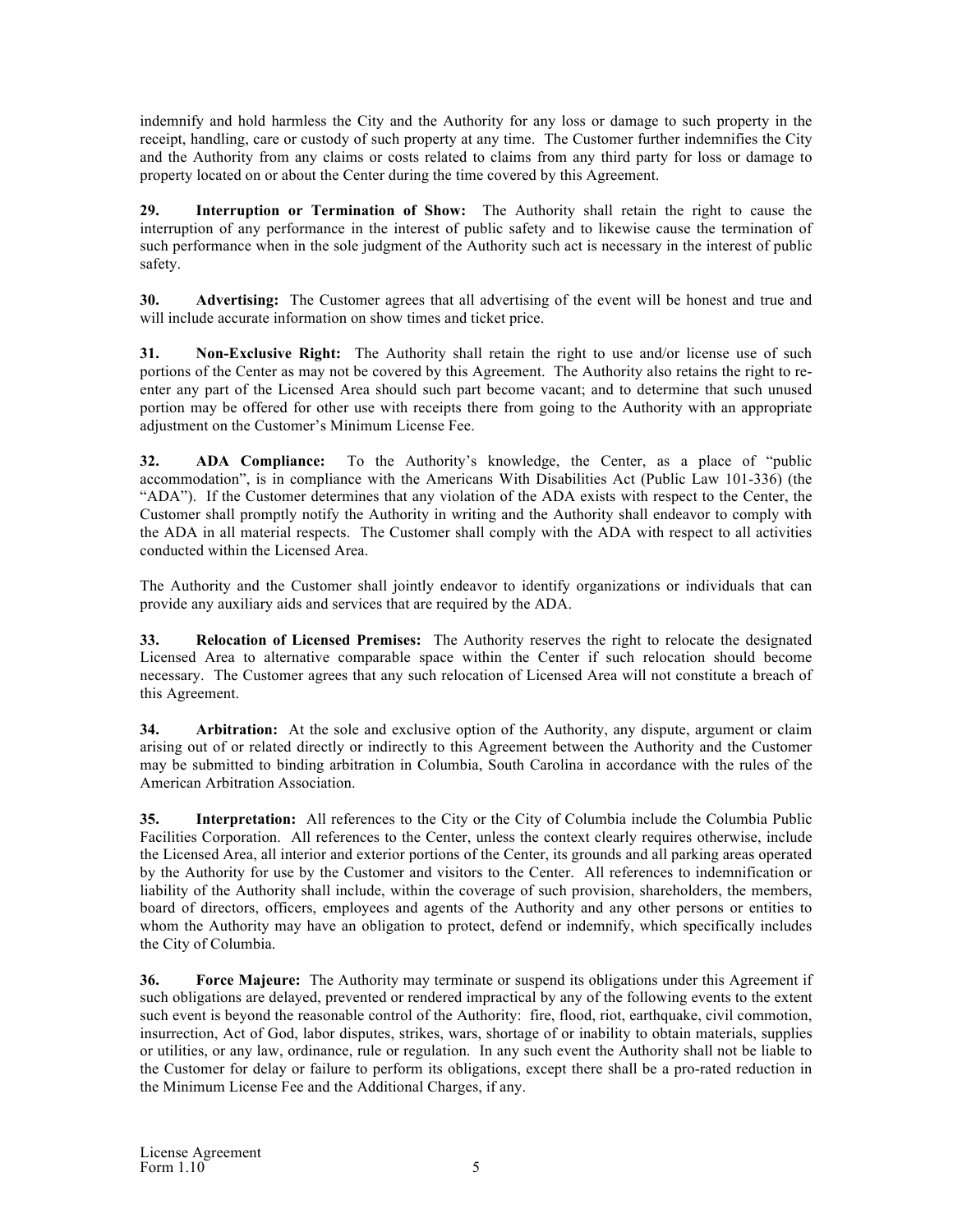indemnify and hold harmless the City and the Authority for any loss or damage to such property in the receipt, handling, care or custody of such property at any time. The Customer further indemnifies the City and the Authority from any claims or costs related to claims from any third party for loss or damage to property located on or about the Center during the time covered by this Agreement.

**29. Interruption or Termination of Show:** The Authority shall retain the right to cause the interruption of any performance in the interest of public safety and to likewise cause the termination of such performance when in the sole judgment of the Authority such act is necessary in the interest of public safety.

**30. Advertising:** The Customer agrees that all advertising of the event will be honest and true and will include accurate information on show times and ticket price.

**31. Non-Exclusive Right:** The Authority shall retain the right to use and/or license use of such portions of the Center as may not be covered by this Agreement. The Authority also retains the right to re-enter any part of the Licensed Area should such part become vacant; and to determine that such unused portion may be offered for other use with receipts there from going to the Authority with an appropriate adjustment on the Customer's Minimum License Fee.

**32. ADA Compliance:** To the Authority's knowledge, the Center, as a place of "public accommodation", is in compliance with the Americans With Disabilities Act (Public Law 101-336) (the "ADA"). If the Customer determines that any violation of the ADA exists with respect to the Center, the Customer shall promptly notify the Authority in writing and the Authority shall endeavor to comply with the ADA in all material respects. The Customer shall comply with the ADA with respect to all activities conducted within the Licensed Area.

The Authority and the Customer shall jointly endeavor to identify organizations or individuals that can provide any auxiliary aids and services that are required by the ADA.

**33. Relocation of Licensed Premises:** The Authority reserves the right to relocate the designated Licensed Area to alternative comparable space within the Center if such relocation should become necessary. The Customer agrees that any such relocation of Licensed Area will not constitute a breach of this Agreement.

**34. Arbitration:** At the sole and exclusive option of the Authority, any dispute, argument or claim arising out of or related directly or indirectly to this Agreement between the Authority and the Customer may be submitted to binding arbitration in Columbia, South Carolina in accordance with the rules of the American Arbitration Association.

**35. Interpretation:** All references to the City or the City of Columbia include the Columbia Public Facilities Corporation. All references to the Center, unless the context clearly requires otherwise, include the Licensed Area, all interior and exterior portions of the Center, its grounds and all parking areas operated by the Authority for use by the Customer and visitors to the Center. All references to indemnification or liability of the Authority shall include, within the coverage of such provision, shareholders, the members, board of directors, officers, employees and agents of the Authority and any other persons or entities to whom the Authority may have an obligation to protect, defend or indemnify, which specifically includes the City of Columbia.

**36. Force Majeure:** The Authority may terminate or suspend its obligations under this Agreement if such obligations are delayed, prevented or rendered impractical by any of the following events to the extent such event is beyond the reasonable control of the Authority: fire, flood, riot, earthquake, civil commotion, insurrection, Act of God, labor disputes, strikes, wars, shortage of or inability to obtain materials, supplies or utilities, or any law, ordinance, rule or regulation. In any such event the Authority shall not be liable to the Customer for delay or failure to perform its obligations, except there shall be a pro-rated reduction in the Minimum License Fee and the Additional Charges, if any.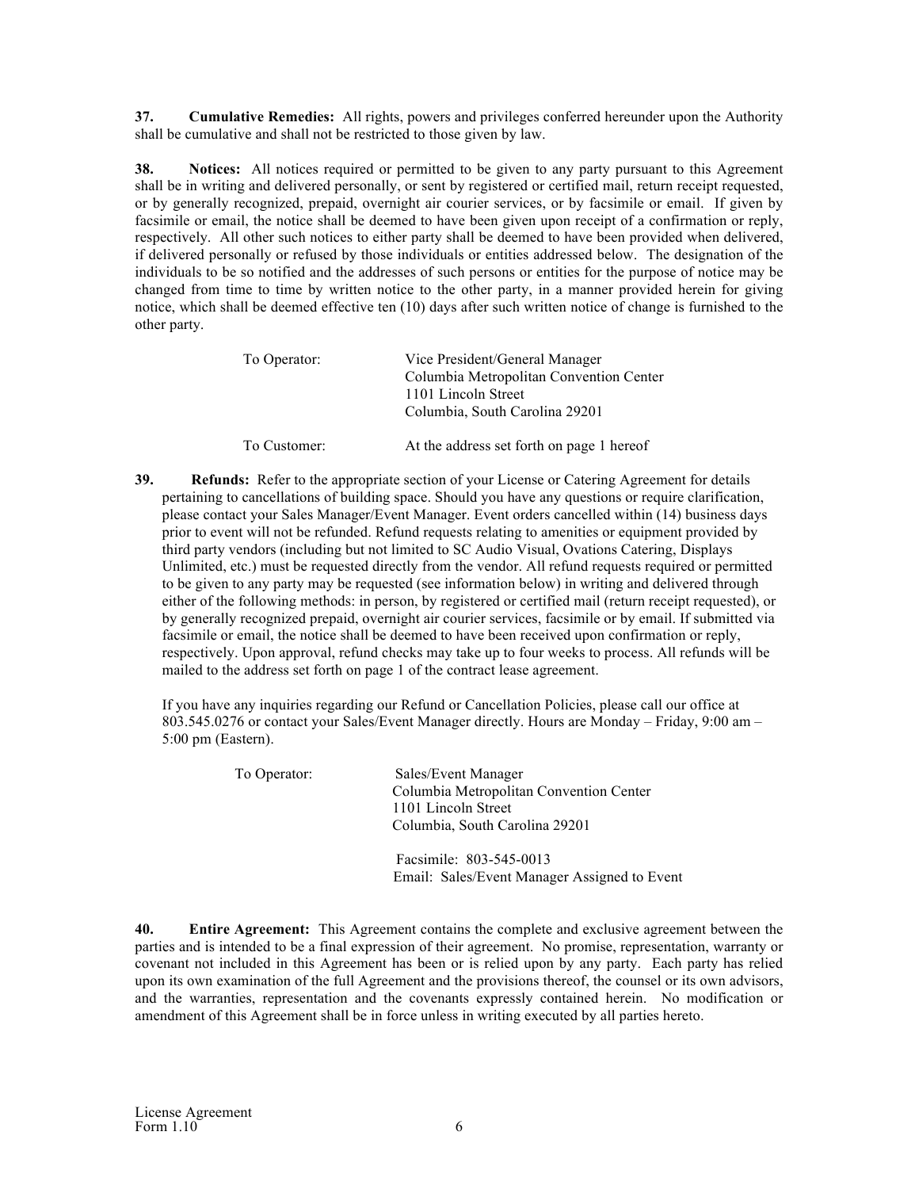**37. Cumulative Remedies:** All rights, powers and privileges conferred hereunder upon the Authority shall be cumulative and shall not be restricted to those given by law.

**38. Notices:** All notices required or permitted to be given to any party pursuant to this Agreement shall be in writing and delivered personally, or sent by registered or certified mail, return receipt requested, or by generally recognized, prepaid, overnight air courier services, or by facsimile or email. If given by facsimile or email, the notice shall be deemed to have been given upon receipt of a confirmation or reply, respectively. All other such notices to either party shall be deemed to have been provided when delivered, if delivered personally or refused by those individuals or entities addressed below. The designation of the individuals to be so notified and the addresses of such persons or entities for the purpose of notice may be changed from time to time by written notice to the other party, in a manner provided herein for giving notice, which shall be deemed effective ten (10) days after such written notice of change is furnished to the other party.

To Operator:
Vice President/General Manager
Columbia Metropolitan Convention Center
1101 Lincoln Street
Columbia, South Carolina 29201

To Customer:
At the address set forth on page 1 hereof

**39. Refunds:** Refer to the appropriate section of your License or Catering Agreement for details pertaining to cancellations of building space. Should you have any questions or require clarification, please contact your Sales Manager/Event Manager. Event orders cancelled within (14) business days prior to event will not be refunded. Refund requests relating to amenities or equipment provided by third party vendors (including but not limited to SC Audio Visual, Ovations Catering, Displays Unlimited, etc.) must be requested directly from the vendor. All refund requests required or permitted to be given to any party may be requested (see information below) in writing and delivered through either of the following methods: in person, by registered or certified mail (return receipt requested), or by generally recognized prepaid, overnight air courier services, facsimile or by email. If submitted via facsimile or email, the notice shall be deemed to have been received upon confirmation or reply, respectively. Upon approval, refund checks may take up to four weeks to process. All refunds will be mailed to the address set forth on page 1 of the contract lease agreement.

If you have any inquiries regarding our Refund or Cancellation Policies, please call our office at 803.545.0276 or contact your Sales/Event Manager directly. Hours are Monday – Friday, 9:00 am – 5:00 pm (Eastern).

To Operator:
Sales/Event Manager
Columbia Metropolitan Convention Center
1101 Lincoln Street
Columbia, South Carolina 29201

Facsimile: 803-545-0013
Email: Sales/Event Manager Assigned to Event

**40. Entire Agreement:** This Agreement contains the complete and exclusive agreement between the parties and is intended to be a final expression of their agreement. No promise, representation, warranty or covenant not included in this Agreement has been or is relied upon by any party. Each party has relied upon its own examination of the full Agreement and the provisions thereof, the counsel or its own advisors, and the warranties, representation and the covenants expressly contained herein. No modification or amendment of this Agreement shall be in force unless in writing executed by all parties hereto.

License Agreement
Form 1.10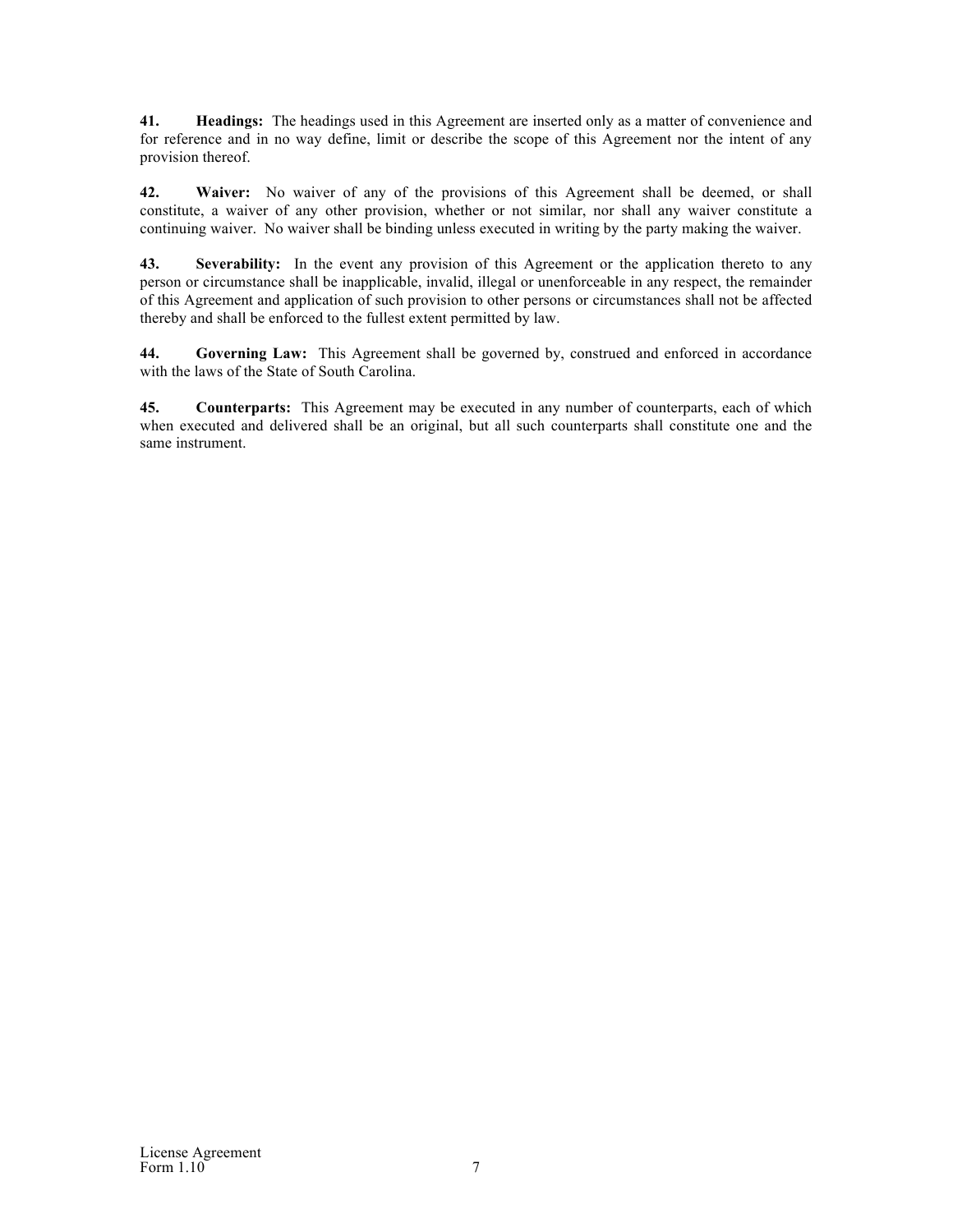**41. Headings:** The headings used in this Agreement are inserted only as a matter of convenience and for reference and in no way define, limit or describe the scope of this Agreement nor the intent of any provision thereof.

**42. Waiver:** No waiver of any of the provisions of this Agreement shall be deemed, or shall constitute, a waiver of any other provision, whether or not similar, nor shall any waiver constitute a continuing waiver. No waiver shall be binding unless executed in writing by the party making the waiver.

**43. Severability:** In the event any provision of this Agreement or the application thereto to any person or circumstance shall be inapplicable, invalid, illegal or unenforceable in any respect, the remainder of this Agreement and application of such provision to other persons or circumstances shall not be affected thereby and shall be enforced to the fullest extent permitted by law.

**44. Governing Law:** This Agreement shall be governed by, construed and enforced in accordance with the laws of the State of South Carolina.

**45. Counterparts:** This Agreement may be executed in any number of counterparts, each of which when executed and delivered shall be an original, but all such counterparts shall constitute one and the same instrument.